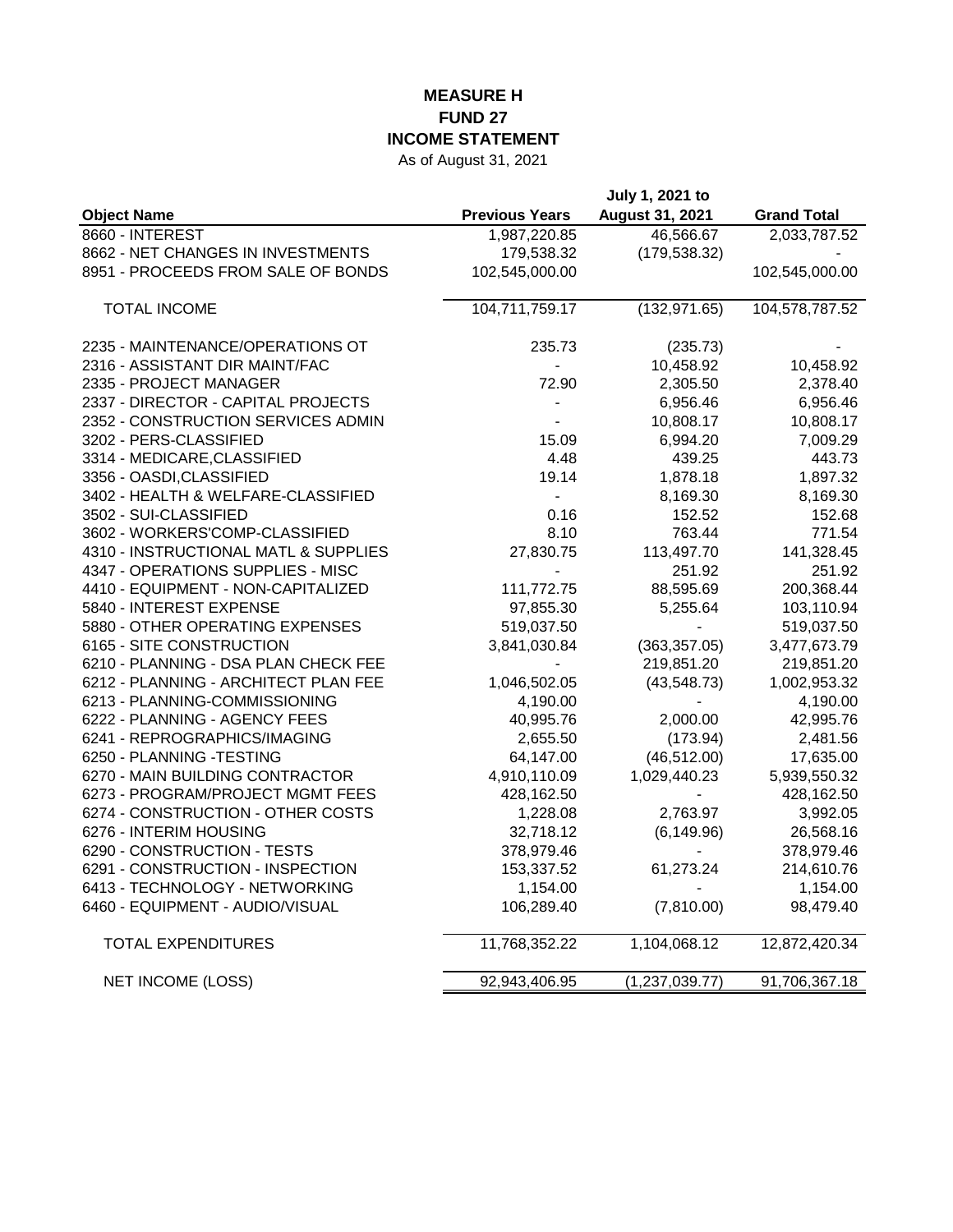# MEASURE H
# FUND 27
# INCOME STATEMENT

As of August 31, 2021

| Object Name | Previous Years | July 1, 2021 to August 31, 2021 | Grand Total |
|---|---|---|---|
| 8660 - INTEREST | 1,987,220.85 | 46,566.67 | 2,033,787.52 |
| 8662 - NET CHANGES IN INVESTMENTS | 179,538.32 | (179,538.32) | - |
| 8951 - PROCEEDS FROM SALE OF BONDS | 102,545,000.00 | | 102,545,000.00 |
| TOTAL INCOME | 104,711,759.17 | (132,971.65) | 104,578,787.52 |
| 2235 - MAINTENANCE/OPERATIONS OT | 235.73 | (235.73) | - |
| 2316 - ASSISTANT DIR MAINT/FAC | - | 10,458.92 | 10,458.92 |
| 2335 - PROJECT MANAGER | 72.90 | 2,305.50 | 2,378.40 |
| 2337 - DIRECTOR - CAPITAL PROJECTS | - | 6,956.46 | 6,956.46 |
| 2352 - CONSTRUCTION SERVICES ADMIN | - | 10,808.17 | 10,808.17 |
| 3202 - PERS-CLASSIFIED | 15.09 | 6,994.20 | 7,009.29 |
| 3314 - MEDICARE,CLASSIFIED | 4.48 | 439.25 | 443.73 |
| 3356 - OASDI,CLASSIFIED | 19.14 | 1,878.18 | 1,897.32 |
| 3402 - HEALTH & WELFARE-CLASSIFIED | - | 8,169.30 | 8,169.30 |
| 3502 - SUI-CLASSIFIED | 0.16 | 152.52 | 152.68 |
| 3602 - WORKERS'COMP-CLASSIFIED | 8.10 | 763.44 | 771.54 |
| 4310 - INSTRUCTIONAL MATL & SUPPLIES | 27,830.75 | 113,497.70 | 141,328.45 |
| 4347 - OPERATIONS SUPPLIES - MISC | - | 251.92 | 251.92 |
| 4410 - EQUIPMENT - NON-CAPITALIZED | 111,772.75 | 88,595.69 | 200,368.44 |
| 5840 - INTEREST EXPENSE | 97,855.30 | 5,255.64 | 103,110.94 |
| 5880 - OTHER OPERATING EXPENSES | 519,037.50 | - | 519,037.50 |
| 6165 - SITE CONSTRUCTION | 3,841,030.84 | (363,357.05) | 3,477,673.79 |
| 6210 - PLANNING - DSA PLAN CHECK FEE | - | 219,851.20 | 219,851.20 |
| 6212 - PLANNING - ARCHITECT PLAN FEE | 1,046,502.05 | (43,548.73) | 1,002,953.32 |
| 6213 - PLANNING-COMMISSIONING | 4,190.00 | - | 4,190.00 |
| 6222 - PLANNING - AGENCY FEES | 40,995.76 | 2,000.00 | 42,995.76 |
| 6241 - REPROGRAPHICS/IMAGING | 2,655.50 | (173.94) | 2,481.56 |
| 6250 - PLANNING -TESTING | 64,147.00 | (46,512.00) | 17,635.00 |
| 6270 - MAIN BUILDING CONTRACTOR | 4,910,110.09 | 1,029,440.23 | 5,939,550.32 |
| 6273 - PROGRAM/PROJECT MGMT FEES | 428,162.50 | - | 428,162.50 |
| 6274 - CONSTRUCTION - OTHER COSTS | 1,228.08 | 2,763.97 | 3,992.05 |
| 6276 - INTERIM HOUSING | 32,718.12 | (6,149.96) | 26,568.16 |
| 6290 - CONSTRUCTION - TESTS | 378,979.46 | - | 378,979.46 |
| 6291 - CONSTRUCTION - INSPECTION | 153,337.52 | 61,273.24 | 214,610.76 |
| 6413 - TECHNOLOGY - NETWORKING | 1,154.00 | - | 1,154.00 |
| 6460 - EQUIPMENT - AUDIO/VISUAL | 106,289.40 | (7,810.00) | 98,479.40 |
| TOTAL EXPENDITURES | 11,768,352.22 | 1,104,068.12 | 12,872,420.34 |
| NET INCOME (LOSS) | 92,943,406.95 | (1,237,039.77) | 91,706,367.18 |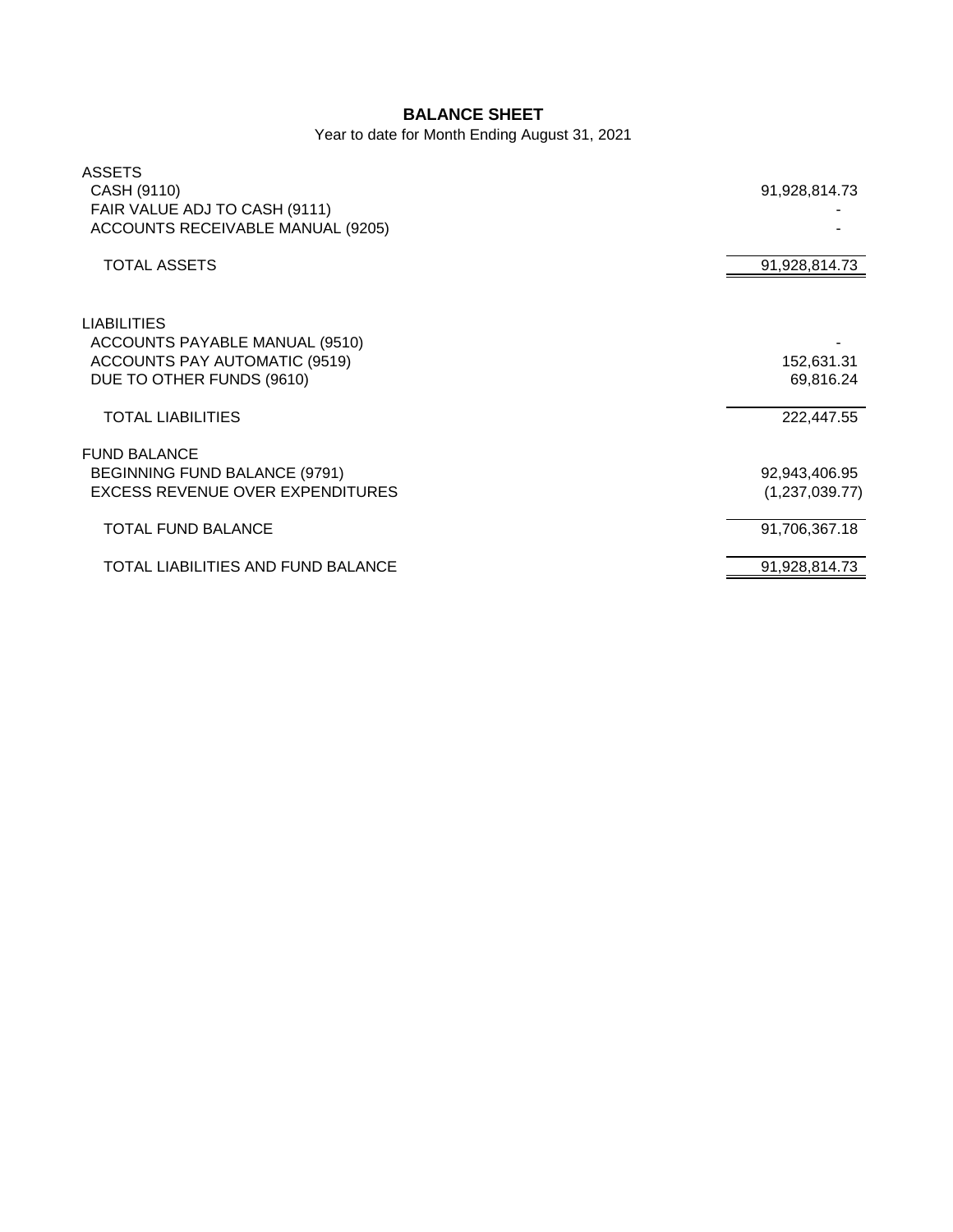# BALANCE SHEET

Year to date for Month Ending August 31, 2021

| | |
|---|---:|
| **ASSETS** | |
| CASH (9110) | 91,928,814.73 |
| FAIR VALUE ADJ TO CASH (9111) | - |
| ACCOUNTS RECEIVABLE MANUAL (9205) | - |
| TOTAL ASSETS | 91,928,814.73 |
| **LIABILITIES** | |
| ACCOUNTS PAYABLE MANUAL (9510) | - |
| ACCOUNTS PAY AUTOMATIC (9519) | 152,631.31 |
| DUE TO OTHER FUNDS (9610) | 69,816.24 |
| TOTAL LIABILITIES | 222,447.55 |
| **FUND BALANCE** | |
| BEGINNING FUND BALANCE (9791) | 92,943,406.95 |
| EXCESS REVENUE OVER EXPENDITURES | (1,237,039.77) |
| TOTAL FUND BALANCE | 91,706,367.18 |
| TOTAL LIABILITIES AND FUND BALANCE | 91,928,814.73 |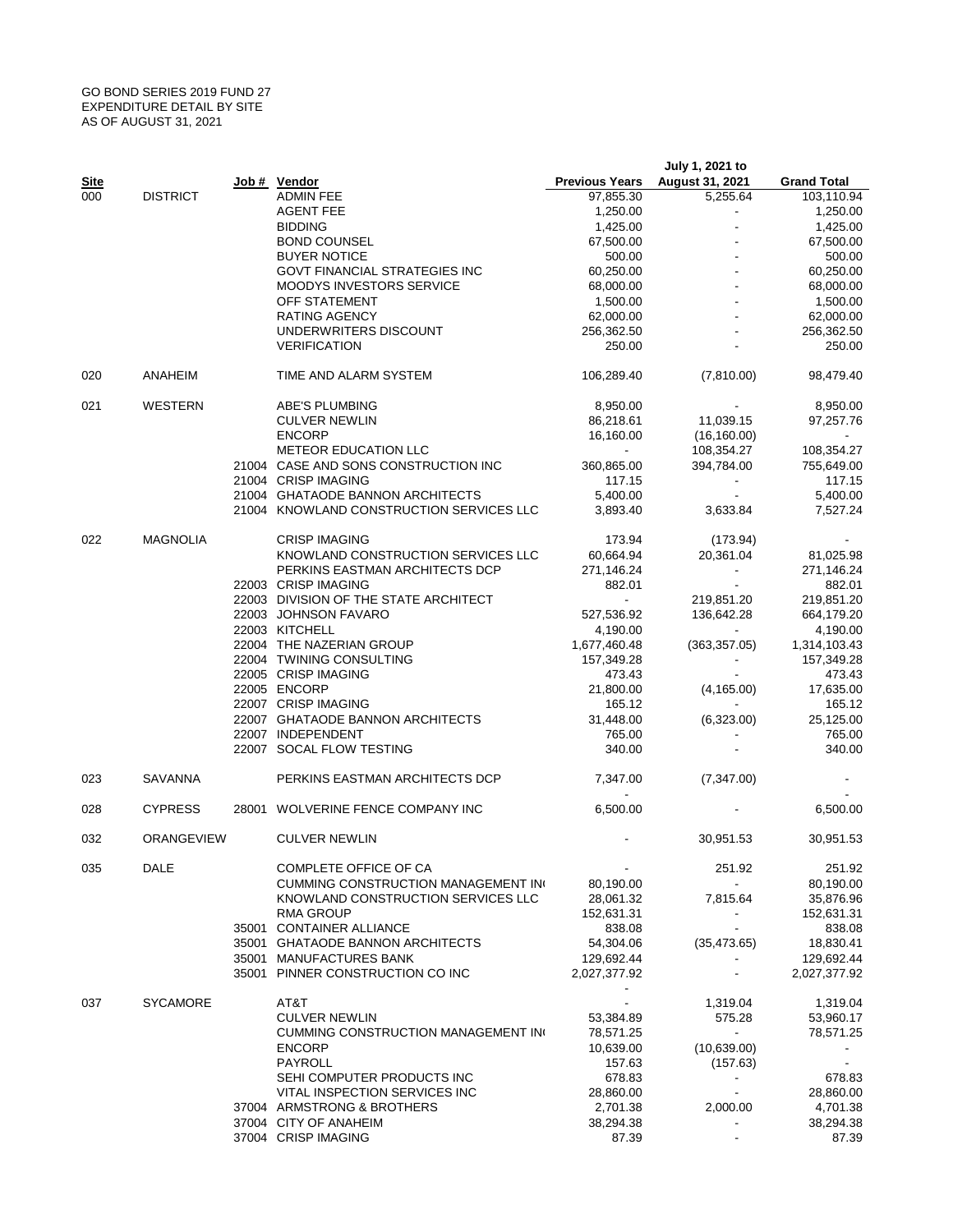GO BOND SERIES 2019 FUND 27
EXPENDITURE DETAIL BY SITE
AS OF AUGUST 31, 2021

| Site | | Job # | Vendor | Previous Years | July 1, 2021 to August 31, 2021 | Grand Total |
|---|---|---|---|---|---|---|
| 000 | DISTRICT | | ADMIN FEE | 97,855.30 | 5,255.64 | 103,110.94 |
| | | | AGENT FEE | 1,250.00 | - | 1,250.00 |
| | | | BIDDING | 1,425.00 | - | 1,425.00 |
| | | | BOND COUNSEL | 67,500.00 | - | 67,500.00 |
| | | | BUYER NOTICE | 500.00 | - | 500.00 |
| | | | GOVT FINANCIAL STRATEGIES INC | 60,250.00 | - | 60,250.00 |
| | | | MOODYS INVESTORS SERVICE | 68,000.00 | - | 68,000.00 |
| | | | OFF STATEMENT | 1,500.00 | - | 1,500.00 |
| | | | RATING AGENCY | 62,000.00 | - | 62,000.00 |
| | | | UNDERWRITERS DISCOUNT | 256,362.50 | - | 256,362.50 |
| | | | VERIFICATION | 250.00 | - | 250.00 |
| 020 | ANAHEIM | | TIME AND ALARM SYSTEM | 106,289.40 | (7,810.00) | 98,479.40 |
| 021 | WESTERN | | ABE'S PLUMBING | 8,950.00 | - | 8,950.00 |
| | | | CULVER NEWLIN | 86,218.61 | 11,039.15 | 97,257.76 |
| | | | ENCORP | 16,160.00 | (16,160.00) | - |
| | | | METEOR EDUCATION LLC | - | 108,354.27 | 108,354.27 |
| | | 21004 | CASE AND SONS CONSTRUCTION INC | 360,865.00 | 394,784.00 | 755,649.00 |
| | | 21004 | CRISP IMAGING | 117.15 | - | 117.15 |
| | | 21004 | GHATAODE BANNON ARCHITECTS | 5,400.00 | - | 5,400.00 |
| | | 21004 | KNOWLAND CONSTRUCTION SERVICES LLC | 3,893.40 | 3,633.84 | 7,527.24 |
| 022 | MAGNOLIA | | CRISP IMAGING | 173.94 | (173.94) | - |
| | | | KNOWLAND CONSTRUCTION SERVICES LLC | 60,664.94 | 20,361.04 | 81,025.98 |
| | | | PERKINS EASTMAN ARCHITECTS DCP | 271,146.24 | - | 271,146.24 |
| | | 22003 | CRISP IMAGING | 882.01 | - | 882.01 |
| | | 22003 | DIVISION OF THE STATE ARCHITECT | - | 219,851.20 | 219,851.20 |
| | | 22003 | JOHNSON FAVARO | 527,536.92 | 136,642.28 | 664,179.20 |
| | | 22003 | KITCHELL | 4,190.00 | - | 4,190.00 |
| | | 22004 | THE NAZERIAN GROUP | 1,677,460.48 | (363,357.05) | 1,314,103.43 |
| | | 22004 | TWINING CONSULTING | 157,349.28 | - | 157,349.28 |
| | | 22005 | CRISP IMAGING | 473.43 | - | 473.43 |
| | | 22005 | ENCORP | 21,800.00 | (4,165.00) | 17,635.00 |
| | | 22007 | CRISP IMAGING | 165.12 | - | 165.12 |
| | | 22007 | GHATAODE BANNON ARCHITECTS | 31,448.00 | (6,323.00) | 25,125.00 |
| | | 22007 | INDEPENDENT | 765.00 | - | 765.00 |
| | | 22007 | SOCAL FLOW TESTING | 340.00 | - | 340.00 |
| 023 | SAVANNA | | PERKINS EASTMAN ARCHITECTS DCP | 7,347.00 | (7,347.00) | - |
| | | | | - | | - |
| 028 | CYPRESS | 28001 | WOLVERINE FENCE COMPANY INC | 6,500.00 | - | 6,500.00 |
| 032 | ORANGEVIEW | | CULVER NEWLIN | - | 30,951.53 | 30,951.53 |
| 035 | DALE | | COMPLETE OFFICE OF CA | - | 251.92 | 251.92 |
| | | | CUMMING CONSTRUCTION MANAGEMENT IN | 80,190.00 | - | 80,190.00 |
| | | | KNOWLAND CONSTRUCTION SERVICES LLC | 28,061.32 | 7,815.64 | 35,876.96 |
| | | | RMA GROUP | 152,631.31 | - | 152,631.31 |
| | | 35001 | CONTAINER ALLIANCE | 838.08 | - | 838.08 |
| | | 35001 | GHATAODE BANNON ARCHITECTS | 54,304.06 | (35,473.65) | 18,830.41 |
| | | 35001 | MANUFACTURES BANK | 129,692.44 | - | 129,692.44 |
| | | 35001 | PINNER CONSTRUCTION CO INC | 2,027,377.92 | - | 2,027,377.92 |
| | | | | - | | |
| 037 | SYCAMORE | | AT&T | - | 1,319.04 | 1,319.04 |
| | | | CULVER NEWLIN | 53,384.89 | 575.28 | 53,960.17 |
| | | | CUMMING CONSTRUCTION MANAGEMENT IN | 78,571.25 | - | 78,571.25 |
| | | | ENCORP | 10,639.00 | (10,639.00) | - |
| | | | PAYROLL | 157.63 | (157.63) | - |
| | | | SEHI COMPUTER PRODUCTS INC | 678.83 | - | 678.83 |
| | | | VITAL INSPECTION SERVICES INC | 28,860.00 | - | 28,860.00 |
| | | 37004 | ARMSTRONG & BROTHERS | 2,701.38 | 2,000.00 | 4,701.38 |
| | | 37004 | CITY OF ANAHEIM | 38,294.38 | - | 38,294.38 |
| | | 37004 | CRISP IMAGING | 87.39 | - | 87.39 |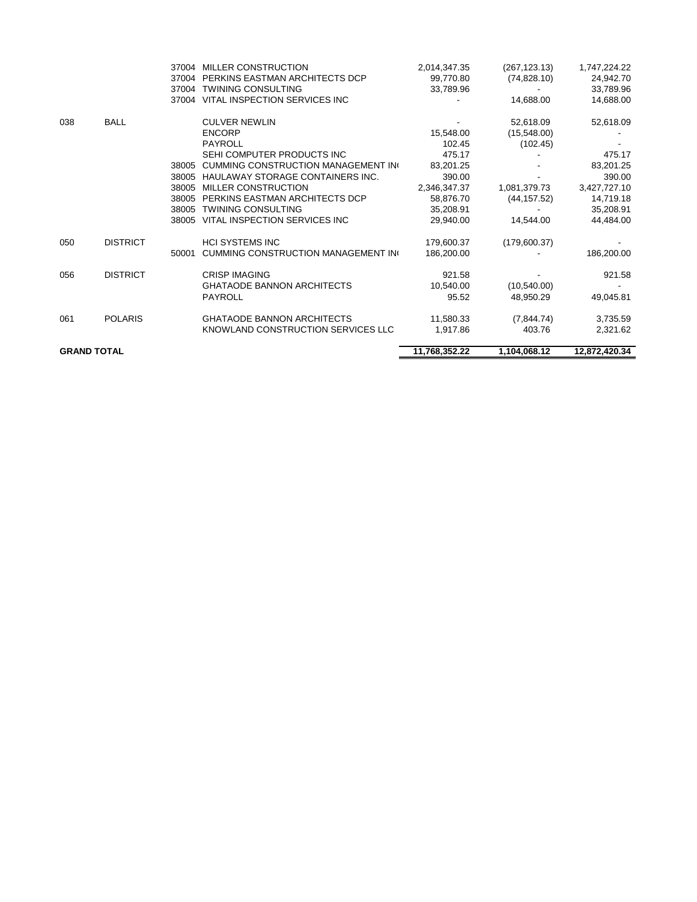| | | | | | | |
|---|---|---|---|---|---|---|
| | | 37004 | MILLER CONSTRUCTION | 2,014,347.35 | (267,123.13) | 1,747,224.22 |
| | | 37004 | PERKINS EASTMAN ARCHITECTS DCP | 99,770.80 | (74,828.10) | 24,942.70 |
| | | 37004 | TWINING CONSULTING | 33,789.96 | - | 33,789.96 |
| | | 37004 | VITAL INSPECTION SERVICES INC | - | 14,688.00 | 14,688.00 |
| 038 | BALL | | CULVER NEWLIN | - | 52,618.09 | 52,618.09 |
| | | | ENCORP | 15,548.00 | (15,548.00) | - |
| | | | PAYROLL | 102.45 | (102.45) | - |
| | | | SEHI COMPUTER PRODUCTS INC | 475.17 | - | 475.17 |
| | | 38005 | CUMMING CONSTRUCTION MANAGEMENT IN( | 83,201.25 | - | 83,201.25 |
| | | 38005 | HAULAWAY STORAGE CONTAINERS INC. | 390.00 | - | 390.00 |
| | | 38005 | MILLER CONSTRUCTION | 2,346,347.37 | 1,081,379.73 | 3,427,727.10 |
| | | 38005 | PERKINS EASTMAN ARCHITECTS DCP | 58,876.70 | (44,157.52) | 14,719.18 |
| | | 38005 | TWINING CONSULTING | 35,208.91 | - | 35,208.91 |
| | | 38005 | VITAL INSPECTION SERVICES INC | 29,940.00 | 14,544.00 | 44,484.00 |
| 050 | DISTRICT | | HCI SYSTEMS INC | 179,600.37 | (179,600.37) | - |
| | | 50001 | CUMMING CONSTRUCTION MANAGEMENT IN( | 186,200.00 | - | 186,200.00 |
| 056 | DISTRICT | | CRISP IMAGING | 921.58 | - | 921.58 |
| | | | GHATAODE BANNON ARCHITECTS | 10,540.00 | (10,540.00) | - |
| | | | PAYROLL | 95.52 | 48,950.29 | 49,045.81 |
| 061 | POLARIS | | GHATAODE BANNON ARCHITECTS | 11,580.33 | (7,844.74) | 3,735.59 |
| | | | KNOWLAND CONSTRUCTION SERVICES LLC | 1,917.86 | 403.76 | 2,321.62 |
| **GRAND TOTAL** | | | | **11,768,352.22** | **1,104,068.12** | **12,872,420.34** |